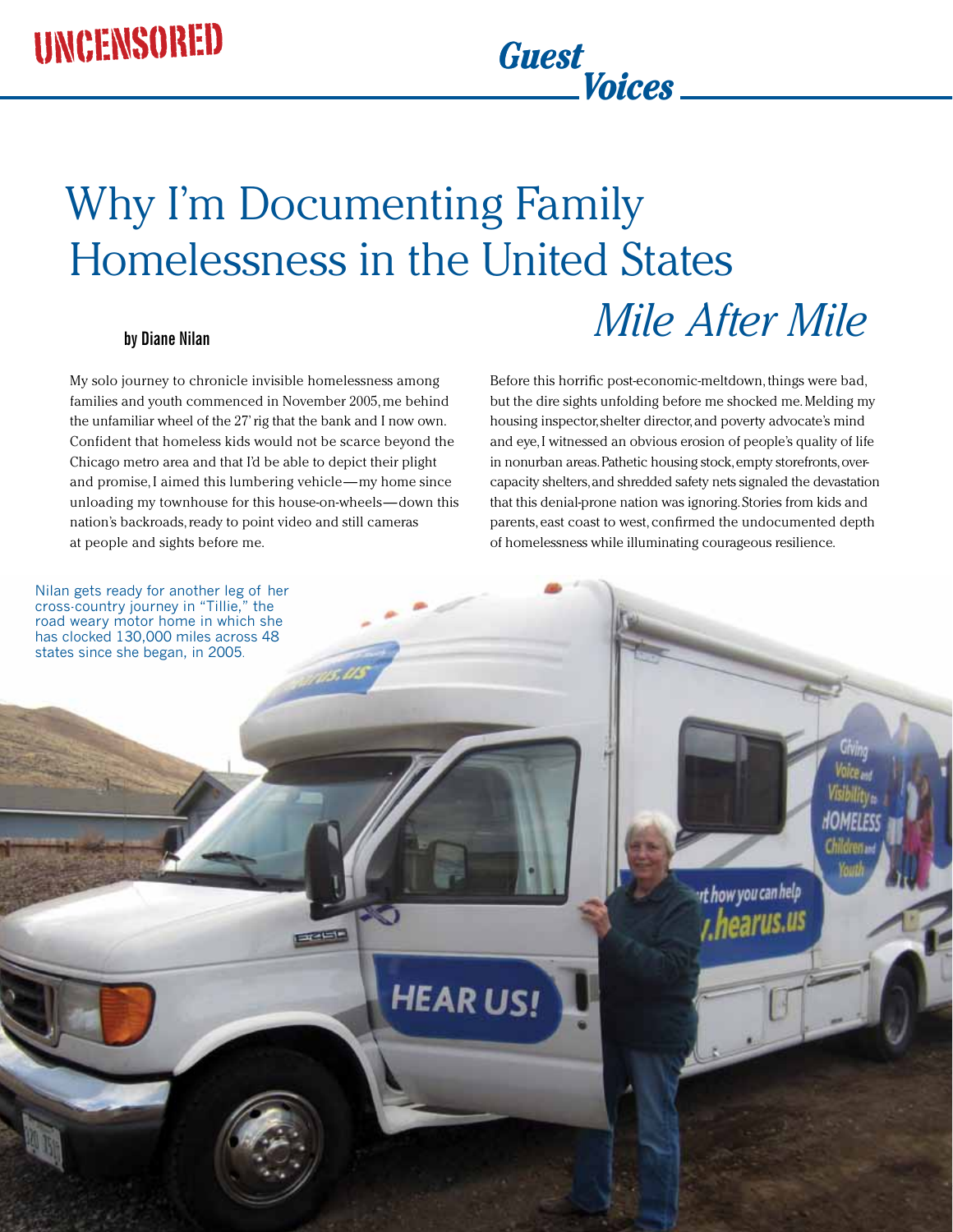UNCENSORED

*Guest Voices*

# Why I'm Documenting Family Homelessness in the United States *Mile After Mile*

**by Diane Nilan**

My solo journey to chronicle invisible homelessness among families and youth commenced in November 2005, me behind the unfamiliar wheel of the 27' rig that the bank and I now own. Confident that homeless kids would not be scarce beyond the Chicago metro area and that I'd be able to depict their plight and promise, I aimed this lumbering vehicle—my home since unloading my townhouse for this house-on-wheels—down this nation's backroads, ready to point video and still cameras at people and sights before me.

Before this horrific post-economic-meltdown, things were bad, but the dire sights unfolding before me shocked me. Melding my housing inspector, shelter director, and poverty advocate's mind and eye, I witnessed an obvious erosion of people's quality of life in nonurban areas. Pathetic housing stock, empty storefronts, over-capacity shelters, and shredded safety nets signaled the devastation that this denial-prone nation was ignoring. Stories from kids and parents, east coast to west, confirmed the undocumented depth of homelessness while illuminating courageous resilience.

Nilan gets ready for another leg of her cross-country journey in "Tillie," the road weary motor home in which she has clocked 130,000 miles across 48 states since she began, in 2005.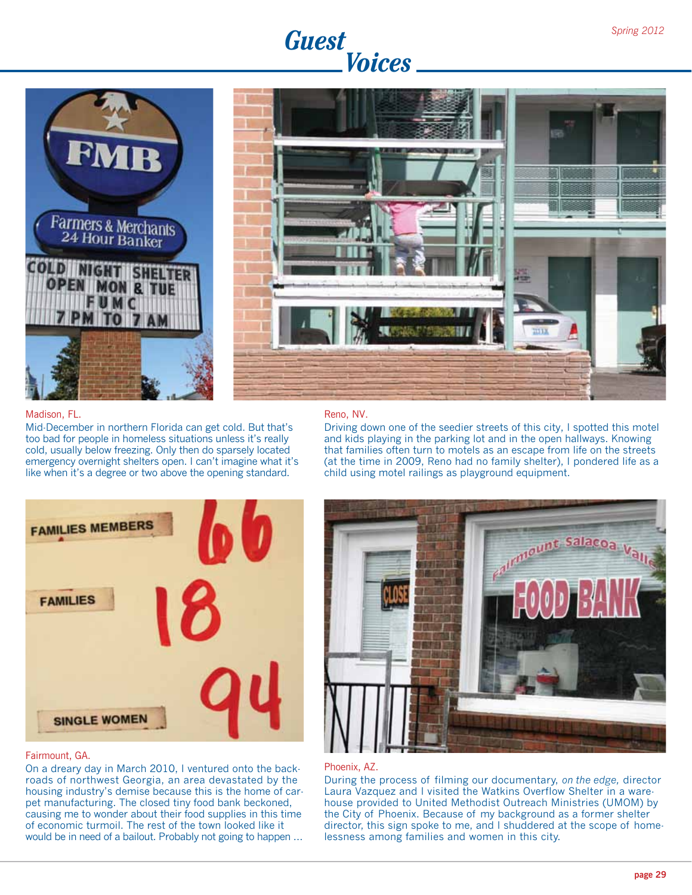# Guest Voices

Madison, FL.

Mid-December in northern Florida can get cold. But that's too bad for people in homeless situations unless it's really cold, usually below freezing. Only then do sparsely located emergency overnight shelters open. I can't imagine what it's like when it's a degree or two above the opening standard.

Reno, NV.

Driving down one of the seedier streets of this city, I spotted this motel and kids playing in the parking lot and in the open hallways. Knowing that families often turn to motels as an escape from life on the streets (at the time in 2009, Reno had no family shelter), I pondered life as a child using motel railings as playground equipment.

Fairmount, GA.

On a dreary day in March 2010, I ventured onto the backroads of northwest Georgia, an area devastated by the housing industry's demise because this is the home of carpet manufacturing. The closed tiny food bank beckoned, causing me to wonder about their food supplies in this time of economic turmoil. The rest of the town looked like it would be in need of a bailout. Probably not going to happen ...

Phoenix, AZ.

During the process of filming our documentary, *on the edge,* director Laura Vazquez and I visited the Watkins Overflow Shelter in a warehouse provided to United Methodist Outreach Ministries (UMOM) by the City of Phoenix. Because of my background as a former shelter director, this sign spoke to me, and I shuddered at the scope of homelessness among families and women in this city.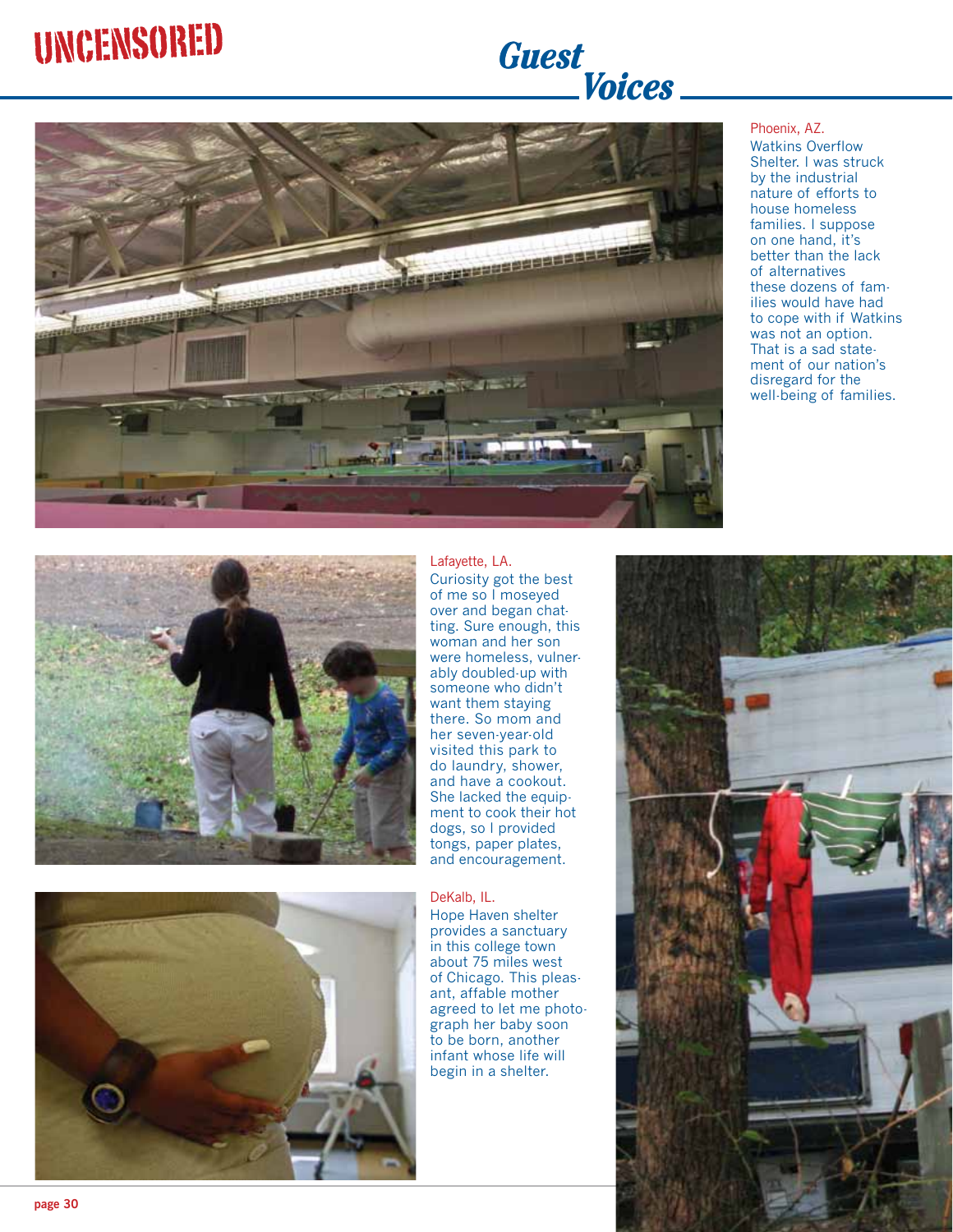# Guest Voices

Phoenix, AZ.

Watkins Overflow Shelter. I was struck by the industrial nature of efforts to house homeless families. I suppose on one hand, it's better than the lack of alternatives these dozens of families would have had to cope with if Watkins was not an option. That is a sad statement of our nation's disregard for the well-being of families.

Lafayette, LA.

Curiosity got the best of me so I moseyed over and began chatting. Sure enough, this woman and her son were homeless, vulnerably doubled-up with someone who didn't want them staying there. So mom and her seven-year-old visited this park to do laundry, shower, and have a cookout. She lacked the equipment to cook their hot dogs, so I provided tongs, paper plates, and encouragement.

DeKalb, IL.

Hope Haven shelter provides a sanctuary in this college town about 75 miles west of Chicago. This pleasant, affable mother agreed to let me photograph her baby soon to be born, another infant whose life will begin in a shelter.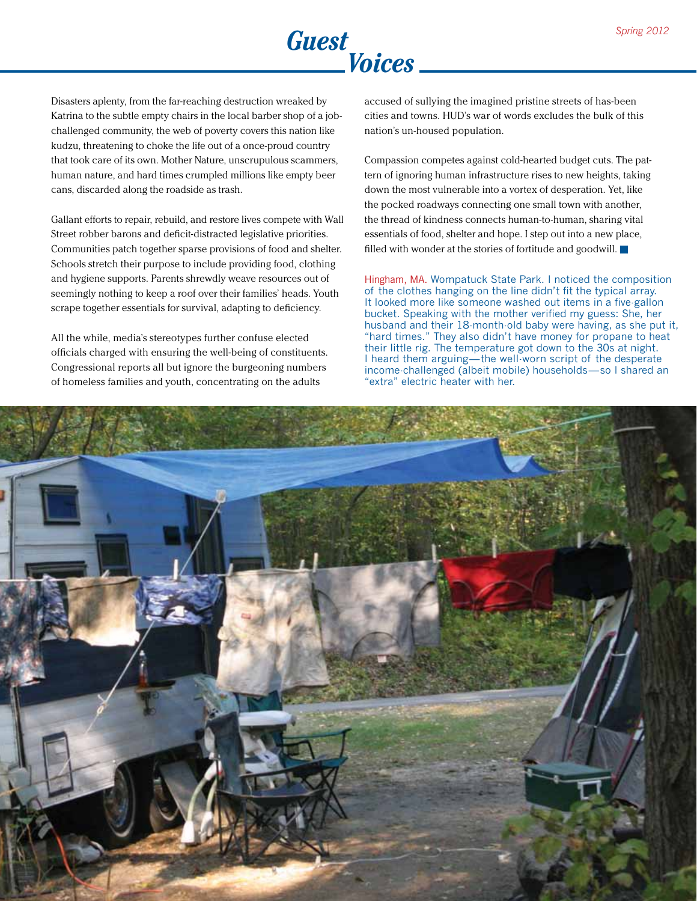# Guest Voices

Disasters aplenty, from the far-reaching destruction wreaked by Katrina to the subtle empty chairs in the local barber shop of a job-challenged community, the web of poverty covers this nation like kudzu, threatening to choke the life out of a once-proud country that took care of its own. Mother Nature, unscrupulous scammers, human nature, and hard times crumpled millions like empty beer cans, discarded along the roadside as trash.

Gallant efforts to repair, rebuild, and restore lives compete with Wall Street robber barons and deficit-distracted legislative priorities. Communities patch together sparse provisions of food and shelter. Schools stretch their purpose to include providing food, clothing and hygiene supports. Parents shrewdly weave resources out of seemingly nothing to keep a roof over their families' heads. Youth scrape together essentials for survival, adapting to deficiency.

All the while, media's stereotypes further confuse elected officials charged with ensuring the well-being of constituents. Congressional reports all but ignore the burgeoning numbers of homeless families and youth, concentrating on the adults accused of sullying the imagined pristine streets of has-been cities and towns. HUD's war of words excludes the bulk of this nation's un-housed population.

Compassion competes against cold-hearted budget cuts. The pattern of ignoring human infrastructure rises to new heights, taking down the most vulnerable into a vortex of desperation. Yet, like the pocked roadways connecting one small town with another, the thread of kindness connects human-to-human, sharing vital essentials of food, shelter and hope. I step out into a new place, filled with wonder at the stories of fortitude and goodwill. ■

Hingham, MA. Wompatuck State Park. I noticed the composition of the clothes hanging on the line didn't fit the typical array. It looked more like someone washed out items in a five-gallon bucket. Speaking with the mother verified my guess: She, her husband and their 18-month-old baby were having, as she put it, "hard times." They also didn't have money for propane to heat their little rig. The temperature got down to the 30s at night. I heard them arguing—the well-worn script of the desperate income-challenged (albeit mobile) households—so I shared an "extra" electric heater with her.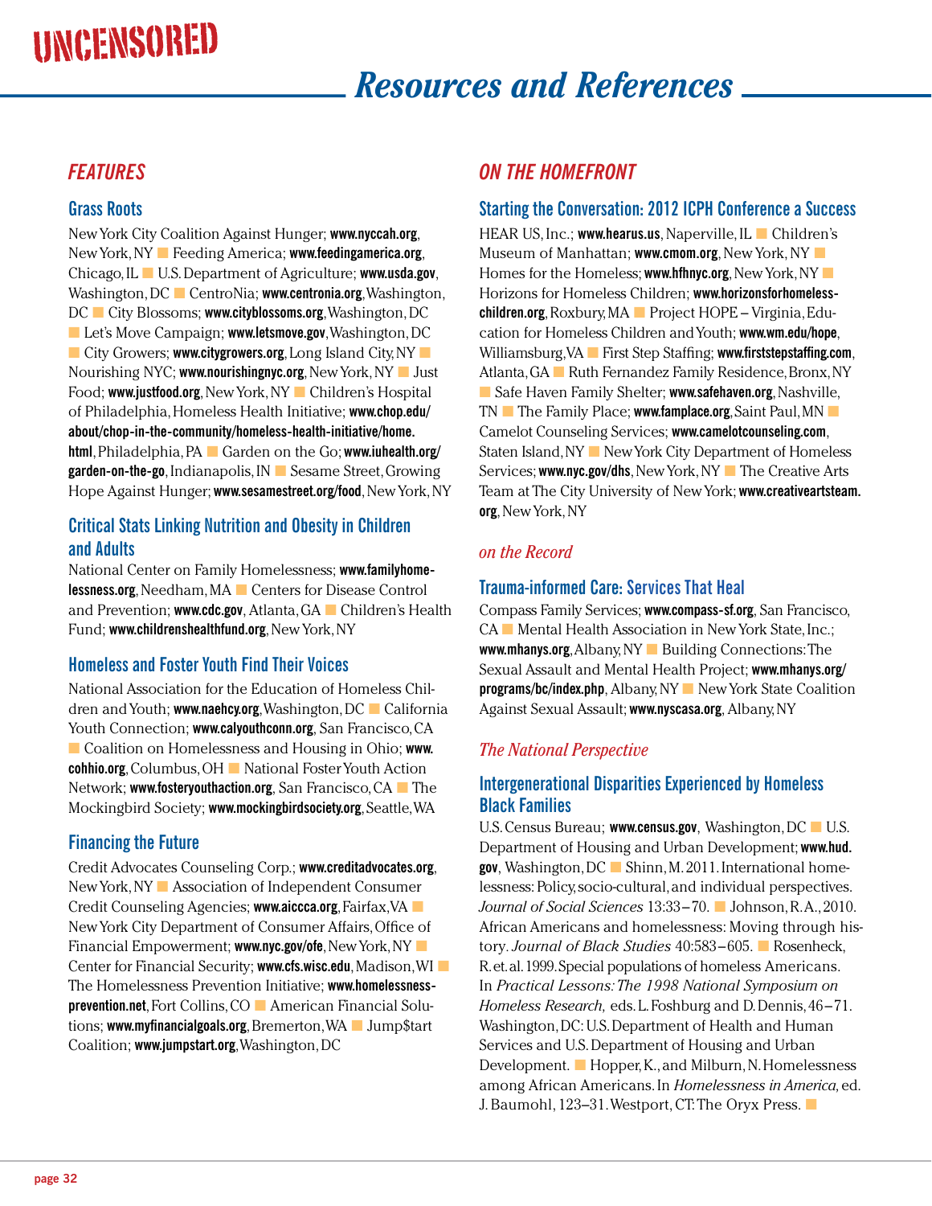# Resources and References

## *FEATURES*

### Grass Roots

New York City Coalition Against Hunger; **www.nyccah.org**, New York, NY ■ Feeding America; **www.feedingamerica.org**, Chicago, IL ■ U.S. Department of Agriculture; **www.usda.gov**, Washington, DC ■ CentroNia; **www.centronia.org**, Washington, DC ■ City Blossoms; **www.cityblossoms.org**, Washington, DC ■ Let's Move Campaign; **www.letsmove.gov**, Washington, DC ■ City Growers; **www.citygrowers.org**, Long Island City, NY ■ Nourishing NYC; **www.nourishingnyc.org**, New York, NY ■ Just Food; **www.justfood.org**, New York, NY ■ Children's Hospital of Philadelphia, Homeless Health Initiative; **www.chop.edu/about/chop-in-the-community/homeless-health-initiative/home.html**, Philadelphia, PA ■ Garden on the Go; **www.iuhealth.org/garden-on-the-go**, Indianapolis, IN ■ Sesame Street, Growing Hope Against Hunger; **www.sesamestreet.org/food**, New York, NY

### Critical Stats Linking Nutrition and Obesity in Children and Adults

National Center on Family Homelessness; **www.familyhomelessness.org**, Needham, MA ■ Centers for Disease Control and Prevention; **www.cdc.gov**, Atlanta, GA ■ Children's Health Fund; **www.childrenshealthfund.org**, New York, NY

### Homeless and Foster Youth Find Their Voices

National Association for the Education of Homeless Children and Youth; **www.naehcy.org**, Washington, DC ■ California Youth Connection; **www.calyouthconn.org**, San Francisco, CA ■ Coalition on Homelessness and Housing in Ohio; **www.cohhio.org**, Columbus, OH ■ National Foster Youth Action Network; **www.fosteryouthaction.org**, San Francisco, CA ■ The Mockingbird Society; **www.mockingbirdsociety.org**, Seattle, WA

### Financing the Future

Credit Advocates Counseling Corp.; **www.creditadvocates.org**, New York, NY ■ Association of Independent Consumer Credit Counseling Agencies; **www.aiccca.org**, Fairfax, VA ■ New York City Department of Consumer Affairs, Office of Financial Empowerment; **www.nyc.gov/ofe**, New York, NY ■ Center for Financial Security; **www.cfs.wisc.edu**, Madison, WI ■ The Homelessness Prevention Initiative; **www.homelessness-prevention.net**, Fort Collins, CO ■ American Financial Solutions; **www.myfinancialgoals.org**, Bremerton, WA ■ Jump$tart Coalition; **www.jumpstart.org**, Washington, DC

## *ON THE HOMEFRONT*

### Starting the Conversation: 2012 ICPH Conference a Success

HEAR US, Inc.; **www.hearus.us**, Naperville, IL ■ Children's Museum of Manhattan; **www.cmom.org**, New York, NY ■ Homes for the Homeless; **www.hfhnyc.org**, New York, NY ■ Horizons for Homeless Children; **www.horizonsforhomeless-children.org**, Roxbury, MA ■ Project HOPE – Virginia, Education for Homeless Children and Youth; **www.wm.edu/hope**, Williamsburg, VA ■ First Step Staffing; **www.firststepstaffing.com**, Atlanta, GA ■ Ruth Fernandez Family Residence, Bronx, NY ■ Safe Haven Family Shelter; **www.safehaven.org**, Nashville, TN ■ The Family Place; **www.famplace.org**, Saint Paul, MN ■ Camelot Counseling Services; **www.camelotcounseling.com**, Staten Island, NY ■ New York City Department of Homeless Services; **www.nyc.gov/dhs**, New York, NY ■ The Creative Arts Team at The City University of New York; **www.creativeartsteam.org**, New York, NY

## *on the Record*

### Trauma-informed Care: Services That Heal

Compass Family Services; **www.compass-sf.org**, San Francisco, CA ■ Mental Health Association in New York State, Inc.; **www.mhanys.org**, Albany, NY ■ Building Connections: The Sexual Assault and Mental Health Project; **www.mhanys.org/programs/bc/index.php**, Albany, NY ■ New York State Coalition Against Sexual Assault; **www.nyscasa.org**, Albany, NY

## *The National Perspective*

### Intergenerational Disparities Experienced by Homeless Black Families

U.S. Census Bureau; **www.census.gov**, Washington, DC ■ U.S. Department of Housing and Urban Development; **www.hud.gov**, Washington, DC ■ Shinn, M. 2011. International homelessness: Policy, socio-cultural, and individual perspectives. *Journal of Social Sciences* 13:33–70. ■ Johnson, R.A., 2010. African Americans and homelessness: Moving through history. *Journal of Black Studies* 40:583–605. ■ Rosenheck, R. et. al. 1999. Special populations of homeless Americans. In *Practical Lessons: The 1998 National Symposium on Homeless Research,* eds. L. Foshburg and D. Dennis, 46–71. Washington, DC: U.S. Department of Health and Human Services and U.S. Department of Housing and Urban Development. ■ Hopper, K., and Milburn, N. Homelessness among African Americans. In *Homelessness in America,* ed. J. Baumohl, 123–31. Westport, CT: The Oryx Press. ■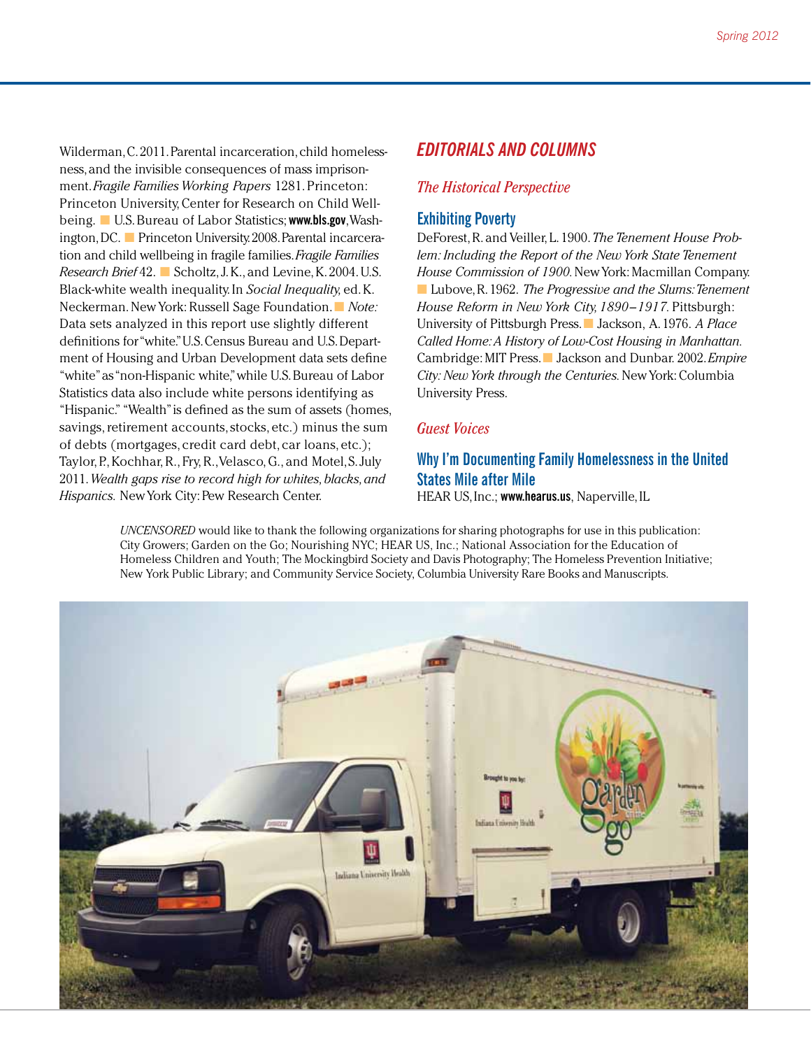Wilderman, C. 2011. Parental incarceration, child homelessness, and the invisible consequences of mass imprisonment. *Fragile Families Working Papers* 1281. Princeton: Princeton University, Center for Research on Child Wellbeing. ■ U.S. Bureau of Labor Statistics; **www.bls.gov**, Washington, DC. ■ Princeton University. 2008. Parental incarceration and child wellbeing in fragile families. *Fragile Families Research Brief* 42. ■ Scholtz, J. K., and Levine, K. 2004. U.S. Black-white wealth inequality. In *Social Inequality,* ed. K. Neckerman. New York: Russell Sage Foundation. ■ *Note:* Data sets analyzed in this report use slightly different definitions for "white." U.S. Census Bureau and U.S. Department of Housing and Urban Development data sets define "white" as "non-Hispanic white," while U.S. Bureau of Labor Statistics data also include white persons identifying as "Hispanic." "Wealth" is defined as the sum of assets (homes, savings, retirement accounts, stocks, etc.) minus the sum of debts (mortgages, credit card debt, car loans, etc.); Taylor, P., Kochhar, R., Fry, R., Velasco, G., and Motel, S. July 2011. *Wealth gaps rise to record high for whites, blacks, and Hispanics.* New York City: Pew Research Center.

## *EDITORIALS AND COLUMNS*

### *The Historical Perspective*

### Exhibiting Poverty

DeForest, R. and Veiller, L. 1900. *The Tenement House Problem: Including the Report of the New York State Tenement House Commission of 1900.* New York: Macmillan Company. ■ Lubove, R. 1962. *The Progressive and the Slums: Tenement House Reform in New York City, 1890–1917.* Pittsburgh: University of Pittsburgh Press. ■ Jackson, A. 1976. *A Place Called Home: A History of Low-Cost Housing in Manhattan.* Cambridge: MIT Press. ■ Jackson and Dunbar. 2002. *Empire City: New York through the Centuries.* New York: Columbia University Press.

### *Guest Voices*

### Why I'm Documenting Family Homelessness in the United States Mile after Mile

HEAR US, Inc.; **www.hearus.us**, Naperville, IL

*UNCENSORED* would like to thank the following organizations for sharing photographs for use in this publication: City Growers; Garden on the Go; Nourishing NYC; HEAR US, Inc.; National Association for the Education of Homeless Children and Youth; The Mockingbird Society and Davis Photography; The Homeless Prevention Initiative; New York Public Library; and Community Service Society, Columbia University Rare Books and Manuscripts.